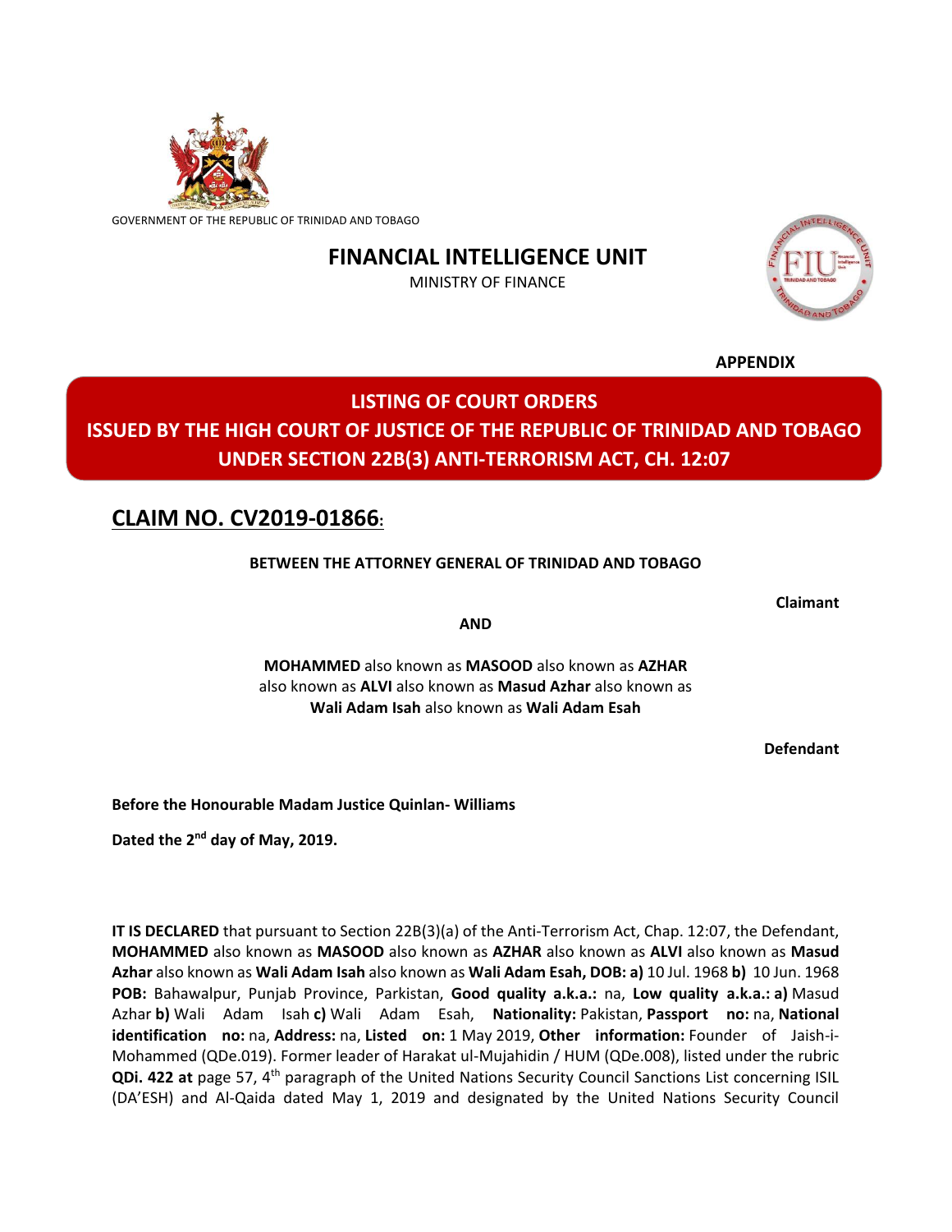GOVERNMENT OF THE REPUBLIC OF TRINIDAD AND TOBAGO

# FINANCIAL INTELLIGENCE UNIT

MINISTRY OF FINANCE

**APPENDIX**

## LISTING OF COURT ORDERS ISSUED BY THE HIGH COURT OF JUSTICE OF THE REPUBLIC OF TRINIDAD AND TOBAGO UNDER SECTION 22B(3) ANTI-TERRORISM ACT, CH. 12:07

## CLAIM NO. CV2019-01866:

**BETWEEN THE ATTORNEY GENERAL OF TRINIDAD AND TOBAGO**

**Claimant**

**AND**

**MOHAMMED** also known as **MASOOD** also known as **AZHAR** also known as **ALVI** also known as **Masud Azhar** also known as **Wali Adam Isah** also known as **Wali Adam Esah**

**Defendant**

**Before the Honourable Madam Justice Quinlan- Williams**

**Dated the 2nd day of May, 2019.**

**IT IS DECLARED** that pursuant to Section 22B(3)(a) of the Anti-Terrorism Act, Chap. 12:07, the Defendant, **MOHAMMED** also known as **MASOOD** also known as **AZHAR** also known as **ALVI** also known as **Masud Azhar** also known as **Wali Adam Isah** also known as **Wali Adam Esah, DOB: a)** 10 Jul. 1968 **b)** 10 Jun. 1968 **POB:** Bahawalpur, Punjab Province, Parkistan, **Good quality a.k.a.:** na, **Low quality a.k.a.: a)** Masud Azhar **b)** Wali Adam Isah **c)** Wali Adam Esah, **Nationality:** Pakistan, **Passport no:** na, **National identification no:** na, **Address:** na, **Listed on:** 1 May 2019, **Other information:** Founder of Jaish-i-Mohammed (QDe.019). Former leader of Harakat ul-Mujahidin / HUM (QDe.008), listed under the rubric **QDi. 422 at** page 57, 4th paragraph of the United Nations Security Council Sanctions List concerning ISIL (DA'ESH) and Al-Qaida dated May 1, 2019 and designated by the United Nations Security Council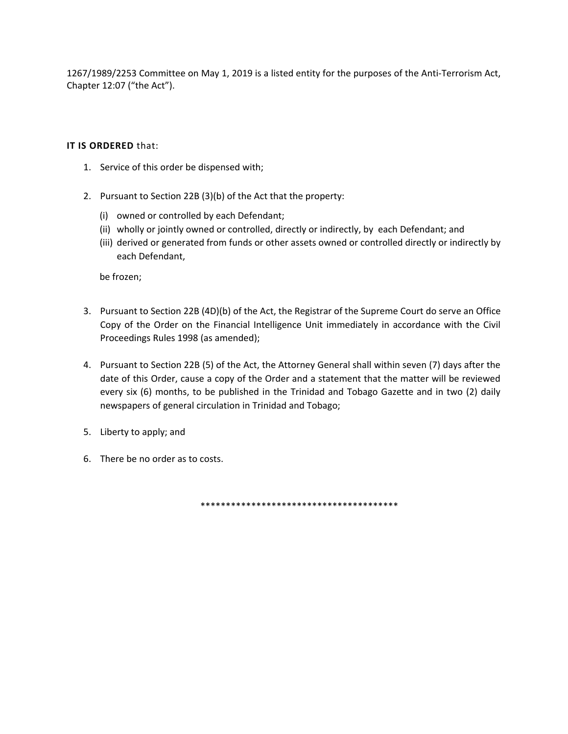1267/1989/2253 Committee on May 1, 2019 is a listed entity for the purposes of the Anti-Terrorism Act, Chapter 12:07 ("the Act").

**IT IS ORDERED** that:

1. Service of this order be dispensed with;

2. Pursuant to Section 22B (3)(b) of the Act that the property:

   (i) owned or controlled by each Defendant;
   (ii) wholly or jointly owned or controlled, directly or indirectly, by each Defendant; and
   (iii) derived or generated from funds or other assets owned or controlled directly or indirectly by each Defendant,

   be frozen;

3. Pursuant to Section 22B (4D)(b) of the Act, the Registrar of the Supreme Court do serve an Office Copy of the Order on the Financial Intelligence Unit immediately in accordance with the Civil Proceedings Rules 1998 (as amended);

4. Pursuant to Section 22B (5) of the Act, the Attorney General shall within seven (7) days after the date of this Order, cause a copy of the Order and a statement that the matter will be reviewed every six (6) months, to be published in the Trinidad and Tobago Gazette and in two (2) daily newspapers of general circulation in Trinidad and Tobago;

5. Liberty to apply; and

6. There be no order as to costs.

***************************************